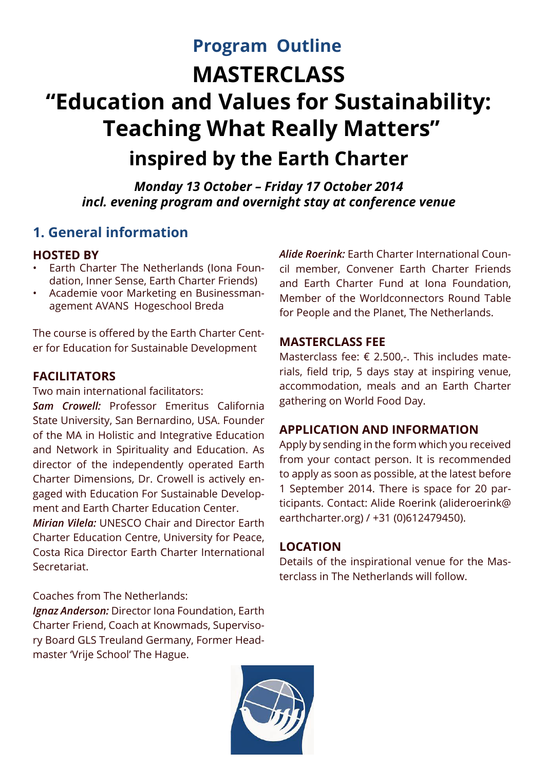## Program Outline

# MASTERCLASS
# "Education and Values for Sustainability: Teaching What Really Matters"
## inspired by the Earth Charter

***Monday 13 October – Friday 17 October 2014***
***incl. evening program and overnight stay at conference venue***

## 1. General information

### HOSTED BY

- Earth Charter The Netherlands (Iona Foundation, Inner Sense, Earth Charter Friends)
- Academie voor Marketing en Businessmanagement AVANS Hogeschool Breda

The course is offered by the Earth Charter Center for Education for Sustainable Development

### FACILITATORS

Two main international facilitators:

***Sam Crowell:*** Professor Emeritus California State University, San Bernardino, USA. Founder of the MA in Holistic and Integrative Education and Network in Spirituality and Education. As director of the independently operated Earth Charter Dimensions, Dr. Crowell is actively engaged with Education For Sustainable Development and Earth Charter Education Center.

***Mirian Vilela:*** UNESCO Chair and Director Earth Charter Education Centre, University for Peace, Costa Rica Director Earth Charter International Secretariat.

Coaches from The Netherlands:

***Ignaz Anderson:*** Director Iona Foundation, Earth Charter Friend, Coach at Knowmads, Supervisory Board GLS Treuland Germany, Former Headmaster 'Vrije School' The Hague.

***Alide Roerink:*** Earth Charter International Council member, Convener Earth Charter Friends and Earth Charter Fund at Iona Foundation, Member of the Worldconnectors Round Table for People and the Planet, The Netherlands.

### MASTERCLASS FEE

Masterclass fee: € 2.500,-. This includes materials, field trip, 5 days stay at inspiring venue, accommodation, meals and an Earth Charter gathering on World Food Day.

### APPLICATION AND INFORMATION

Apply by sending in the form which you received from your contact person. It is recommended to apply as soon as possible, at the latest before 1 September 2014. There is space for 20 participants. Contact: Alide Roerink (alideroerink@earthcharter.org) / +31 (0)612479450).

### LOCATION

Details of the inspirational venue for the Masterclass in The Netherlands will follow.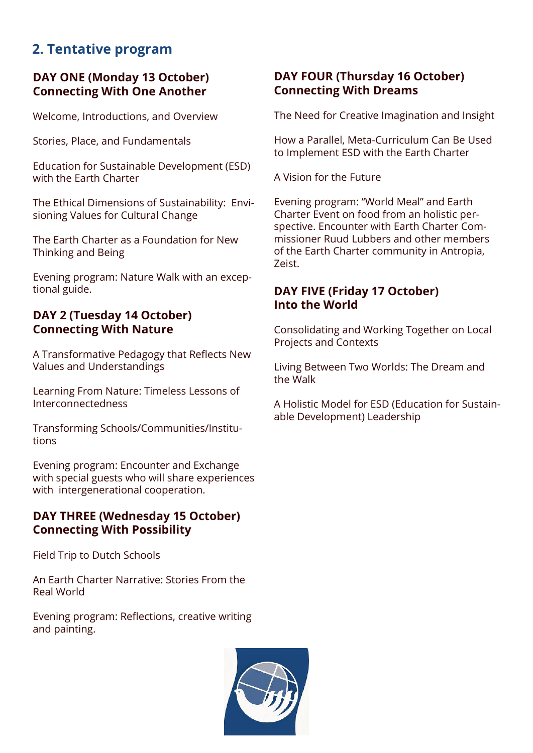## 2. Tentative program

### DAY ONE (Monday 13 October)
### Connecting With One Another

Welcome, Introductions, and Overview

Stories, Place, and Fundamentals

Education for Sustainable Development (ESD) with the Earth Charter

The Ethical Dimensions of Sustainability: Envisioning Values for Cultural Change

The Earth Charter as a Foundation for New Thinking and Being

Evening program: Nature Walk with an exceptional guide.

### DAY 2 (Tuesday 14 October)
### Connecting With Nature

A Transformative Pedagogy that Reflects New Values and Understandings

Learning From Nature: Timeless Lessons of Interconnectedness

Transforming Schools/Communities/Institutions

Evening program: Encounter and Exchange with special guests who will share experiences with intergenerational cooperation.

### DAY THREE (Wednesday 15 October)
### Connecting With Possibility

Field Trip to Dutch Schools

An Earth Charter Narrative: Stories From the Real World

Evening program: Reflections, creative writing and painting.

### DAY FOUR (Thursday 16 October)
### Connecting With Dreams

The Need for Creative Imagination and Insight

How a Parallel, Meta-Curriculum Can Be Used to Implement ESD with the Earth Charter

A Vision for the Future

Evening program: "World Meal" and Earth Charter Event on food from an holistic perspective. Encounter with Earth Charter Commissioner Ruud Lubbers and other members of the Earth Charter community in Antropia, Zeist.

### DAY FIVE (Friday 17 October)
### Into the World

Consolidating and Working Together on Local Projects and Contexts

Living Between Two Worlds: The Dream and the Walk

A Holistic Model for ESD (Education for Sustainable Development) Leadership